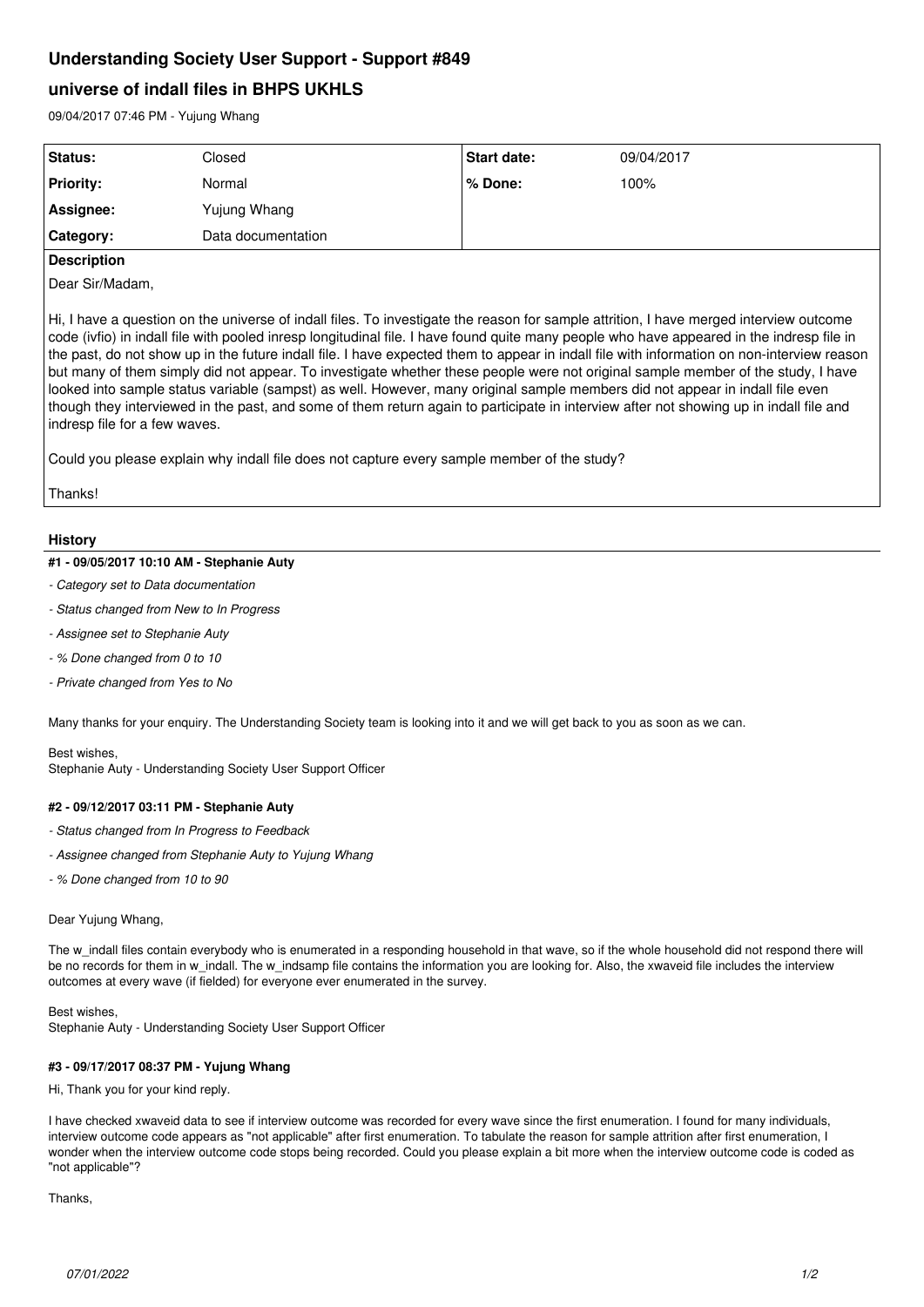# Understanding Society User Support - Support #849

## universe of indall files in BHPS UKHLS

09/04/2017 07:46 PM - Yujung Whang

| Status: | Closed | Start date: | 09/04/2017 |
|---|---|---|---|
| Priority: | Normal | % Done: | 100% |
| Assignee: | Yujung Whang | | |
| Category: | Data documentation | | |

**Description**

Dear Sir/Madam,

Hi, I have a question on the universe of indall files. To investigate the reason for sample attrition, I have merged interview outcome code (ivfio) in indall file with pooled inresp longitudinal file. I have found quite many people who have appeared in the indresp file in the past, do not show up in the future indall file. I have expected them to appear in indall file with information on non-interview reason but many of them simply did not appear. To investigate whether these people were not original sample member of the study, I have looked into sample status variable (sampst) as well. However, many original sample members did not appear in indall file even though they interviewed in the past, and some of them return again to participate in interview after not showing up in indall file and indresp file for a few waves.

Could you please explain why indall file does not capture every sample member of the study?

Thanks!

## History

### #1 - 09/05/2017 10:10 AM - Stephanie Auty

- *Category set to Data documentation*
- *Status changed from New to In Progress*
- *Assignee set to Stephanie Auty*
- *% Done changed from 0 to 10*
- *Private changed from Yes to No*

Many thanks for your enquiry. The Understanding Society team is looking into it and we will get back to you as soon as we can.

Best wishes,
Stephanie Auty - Understanding Society User Support Officer

### #2 - 09/12/2017 03:11 PM - Stephanie Auty

- *Status changed from In Progress to Feedback*
- *Assignee changed from Stephanie Auty to Yujung Whang*
- *% Done changed from 10 to 90*

Dear Yujung Whang,

The w_indall files contain everybody who is enumerated in a responding household in that wave, so if the whole household did not respond there will be no records for them in w_indall. The w_indsamp file contains the information you are looking for. Also, the xwaveid file includes the interview outcomes at every wave (if fielded) for everyone ever enumerated in the survey.

Best wishes,
Stephanie Auty - Understanding Society User Support Officer

### #3 - 09/17/2017 08:37 PM - Yujung Whang

Hi, Thank you for your kind reply.

I have checked xwaveid data to see if interview outcome was recorded for every wave since the first enumeration. I found for many individuals, interview outcome code appears as "not applicable" after first enumeration. To tabulate the reason for sample attrition after first enumeration, I wonder when the interview outcome code stops being recorded. Could you please explain a bit more when the interview outcome code is coded as "not applicable"?

Thanks,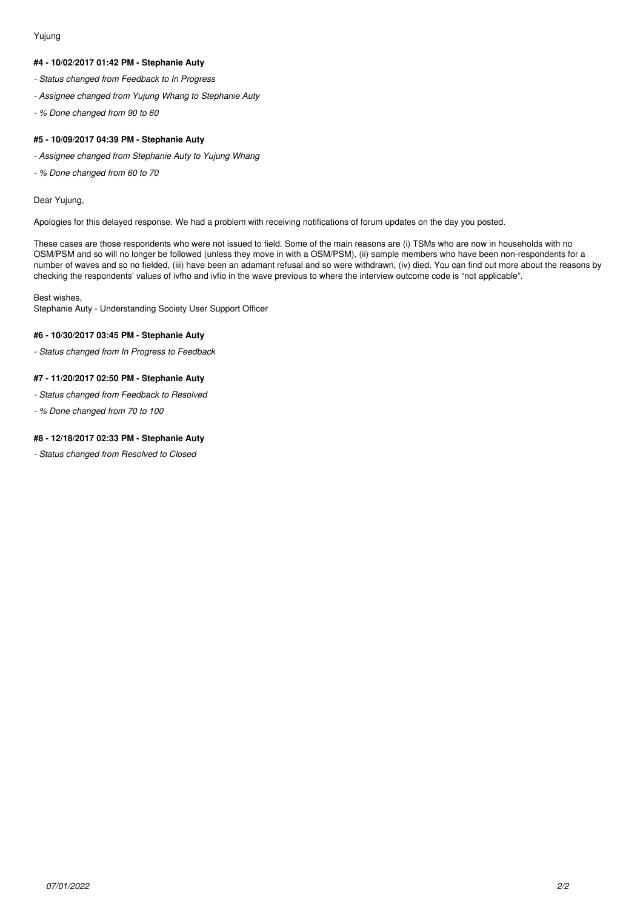Yujung

#### #4 - 10/02/2017 01:42 PM - Stephanie Auty

- *Status changed from Feedback to In Progress*
- *Assignee changed from Yujung Whang to Stephanie Auty*
- *% Done changed from 90 to 60*

#### #5 - 10/09/2017 04:39 PM - Stephanie Auty

- *Assignee changed from Stephanie Auty to Yujung Whang*
- *% Done changed from 60 to 70*

Dear Yujung,

Apologies for this delayed response. We had a problem with receiving notifications of forum updates on the day you posted.

These cases are those respondents who were not issued to field. Some of the main reasons are (i) TSMs who are now in households with no OSM/PSM and so will no longer be followed (unless they move in with a OSM/PSM), (ii) sample members who have been non-respondents for a number of waves and so no fielded, (iii) have been an adamant refusal and so were withdrawn, (iv) died. You can find out more about the reasons by checking the respondents' values of ivfho and ivfio in the wave previous to where the interview outcome code is "not applicable".

Best wishes,
Stephanie Auty - Understanding Society User Support Officer

#### #6 - 10/30/2017 03:45 PM - Stephanie Auty

- *Status changed from In Progress to Feedback*

#### #7 - 11/20/2017 02:50 PM - Stephanie Auty

- *Status changed from Feedback to Resolved*
- *% Done changed from 70 to 100*

#### #8 - 12/18/2017 02:33 PM - Stephanie Auty

- *Status changed from Resolved to Closed*